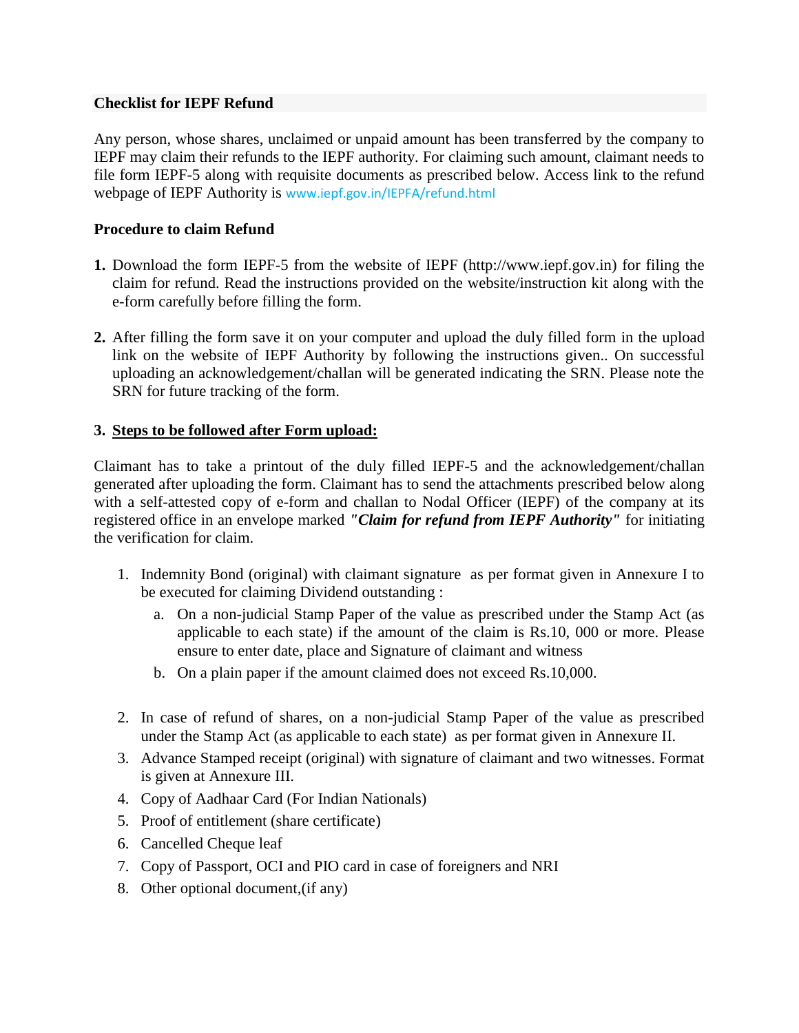**Checklist for IEPF Refund**

Any person, whose shares, unclaimed or unpaid amount has been transferred by the company to IEPF may claim their refunds to the IEPF authority. For claiming such amount, claimant needs to file form IEPF-5 along with requisite documents as prescribed below. Access link to the refund webpage of IEPF Authority is www.iepf.gov.in/IEPFA/refund.html

**Procedure to claim Refund**

**1.** Download the form IEPF-5 from the website of IEPF (http://www.iepf.gov.in) for filing the claim for refund. Read the instructions provided on the website/instruction kit along with the e-form carefully before filling the form.

**2.** After filling the form save it on your computer and upload the duly filled form in the upload link on the website of IEPF Authority by following the instructions given.. On successful uploading an acknowledgement/challan will be generated indicating the SRN. Please note the SRN for future tracking of the form.

**3. <u>Steps to be followed after Form upload:</u>**

Claimant has to take a printout of the duly filled IEPF-5 and the acknowledgement/challan generated after uploading the form. Claimant has to send the attachments prescribed below along with a self-attested copy of e-form and challan to Nodal Officer (IEPF) of the company at its registered office in an envelope marked ***"Claim for refund from IEPF Authority"*** for initiating the verification for claim.

1. Indemnity Bond (original) with claimant signature as per format given in Annexure I to be executed for claiming Dividend outstanding :
   a. On a non-judicial Stamp Paper of the value as prescribed under the Stamp Act (as applicable to each state) if the amount of the claim is Rs.10, 000 or more. Please ensure to enter date, place and Signature of claimant and witness
   b. On a plain paper if the amount claimed does not exceed Rs.10,000.

2. In case of refund of shares, on a non-judicial Stamp Paper of the value as prescribed under the Stamp Act (as applicable to each state) as per format given in Annexure II.
3. Advance Stamped receipt (original) with signature of claimant and two witnesses. Format is given at Annexure III.
4. Copy of Aadhaar Card (For Indian Nationals)
5. Proof of entitlement (share certificate)
6. Cancelled Cheque leaf
7. Copy of Passport, OCI and PIO card in case of foreigners and NRI
8. Other optional document,(if any)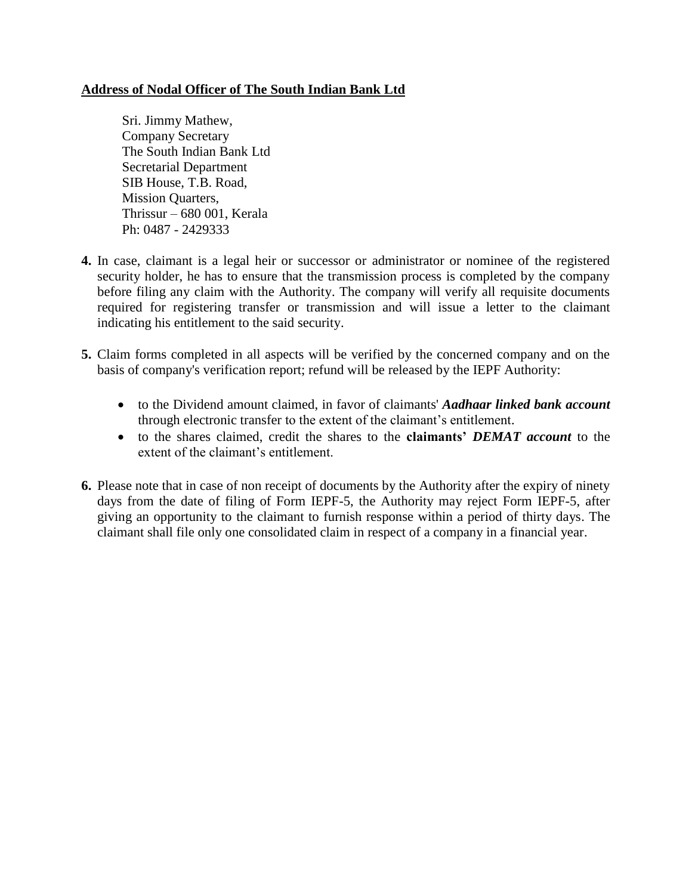**<u>Address of Nodal Officer of The South Indian Bank Ltd</u>**

Sri. Jimmy Mathew,  
Company Secretary  
The South Indian Bank Ltd  
Secretarial Department  
SIB House, T.B. Road,  
Mission Quarters,  
Thrissur – 680 001, Kerala  
Ph: 0487 - 2429333

**4.** In case, claimant is a legal heir or successor or administrator or nominee of the registered security holder, he has to ensure that the transmission process is completed by the company before filing any claim with the Authority. The company will verify all requisite documents required for registering transfer or transmission and will issue a letter to the claimant indicating his entitlement to the said security.

**5.** Claim forms completed in all aspects will be verified by the concerned company and on the basis of company's verification report; refund will be released by the IEPF Authority:

- to the Dividend amount claimed, in favor of claimants' ***Aadhaar linked bank account*** through electronic transfer to the extent of the claimant's entitlement.
- to the shares claimed, credit the shares to the **claimants'** ***DEMAT account*** to the extent of the claimant's entitlement.

**6.** Please note that in case of non receipt of documents by the Authority after the expiry of ninety days from the date of filing of Form IEPF-5, the Authority may reject Form IEPF-5, after giving an opportunity to the claimant to furnish response within a period of thirty days. The claimant shall file only one consolidated claim in respect of a company in a financial year.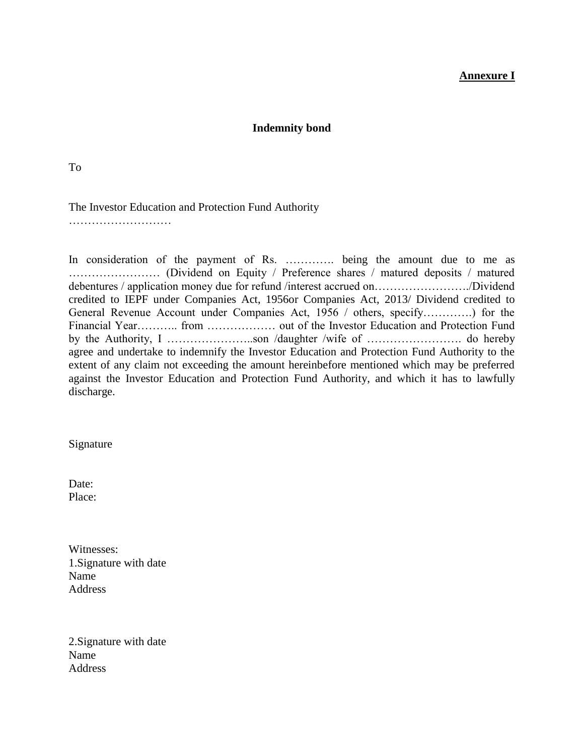**<u>Annexure I</u>**

**Indemnity bond**

To

The Investor Education and Protection Fund Authority
………………………

In consideration of the payment of Rs. …………. being the amount due to me as …………………… (Dividend on Equity / Preference shares / matured deposits / matured debentures / application money due for refund /interest accrued on……………………./Dividend credited to IEPF under Companies Act, 1956or Companies Act, 2013/ Dividend credited to General Revenue Account under Companies Act, 1956 / others, specify………….) for the Financial Year……….. from ……………… out of the Investor Education and Protection Fund by the Authority, I …………………..son /daughter /wife of ……………………. do hereby agree and undertake to indemnify the Investor Education and Protection Fund Authority to the extent of any claim not exceeding the amount hereinbefore mentioned which may be preferred against the Investor Education and Protection Fund Authority, and which it has to lawfully discharge.

Signature

Date:
Place:

Witnesses:
1.Signature with date
Name
Address

2.Signature with date
Name
Address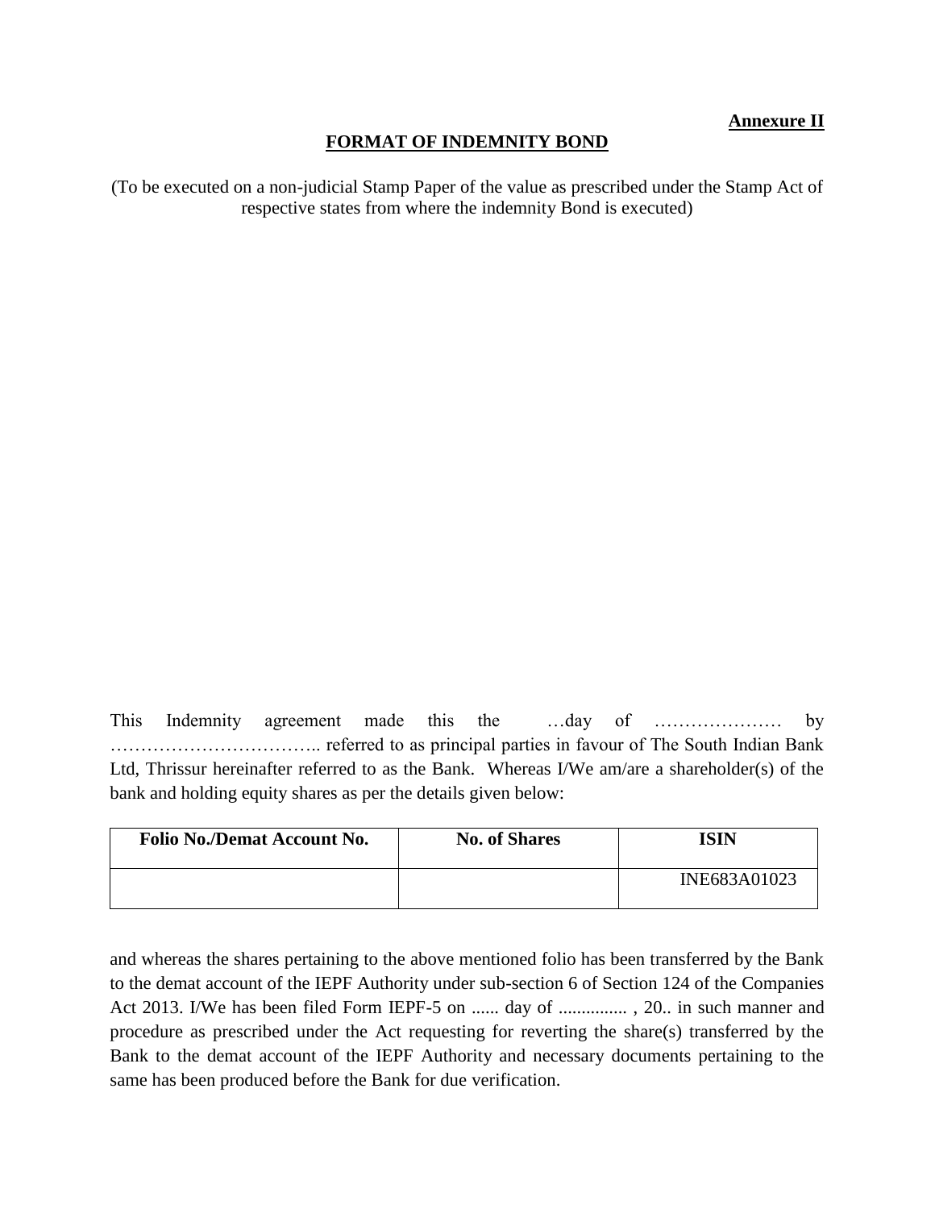**Annexure II**

**FORMAT OF INDEMNITY BOND**

(To be executed on a non-judicial Stamp Paper of the value as prescribed under the Stamp Act of respective states from where the indemnity Bond is executed)

This Indemnity agreement made this the …day of ………………… by …………………………….. referred to as principal parties in favour of The South Indian Bank Ltd, Thrissur hereinafter referred to as the Bank. Whereas I/We am/are a shareholder(s) of the bank and holding equity shares as per the details given below:

| Folio No./Demat Account No. | No. of Shares | ISIN |
|---|---|---|
| | | INE683A01023 |

and whereas the shares pertaining to the above mentioned folio has been transferred by the Bank to the demat account of the IEPF Authority under sub-section 6 of Section 124 of the Companies Act 2013. I/We has been filed Form IEPF-5 on ...... day of ............... , 20.. in such manner and procedure as prescribed under the Act requesting for reverting the share(s) transferred by the Bank to the demat account of the IEPF Authority and necessary documents pertaining to the same has been produced before the Bank for due verification.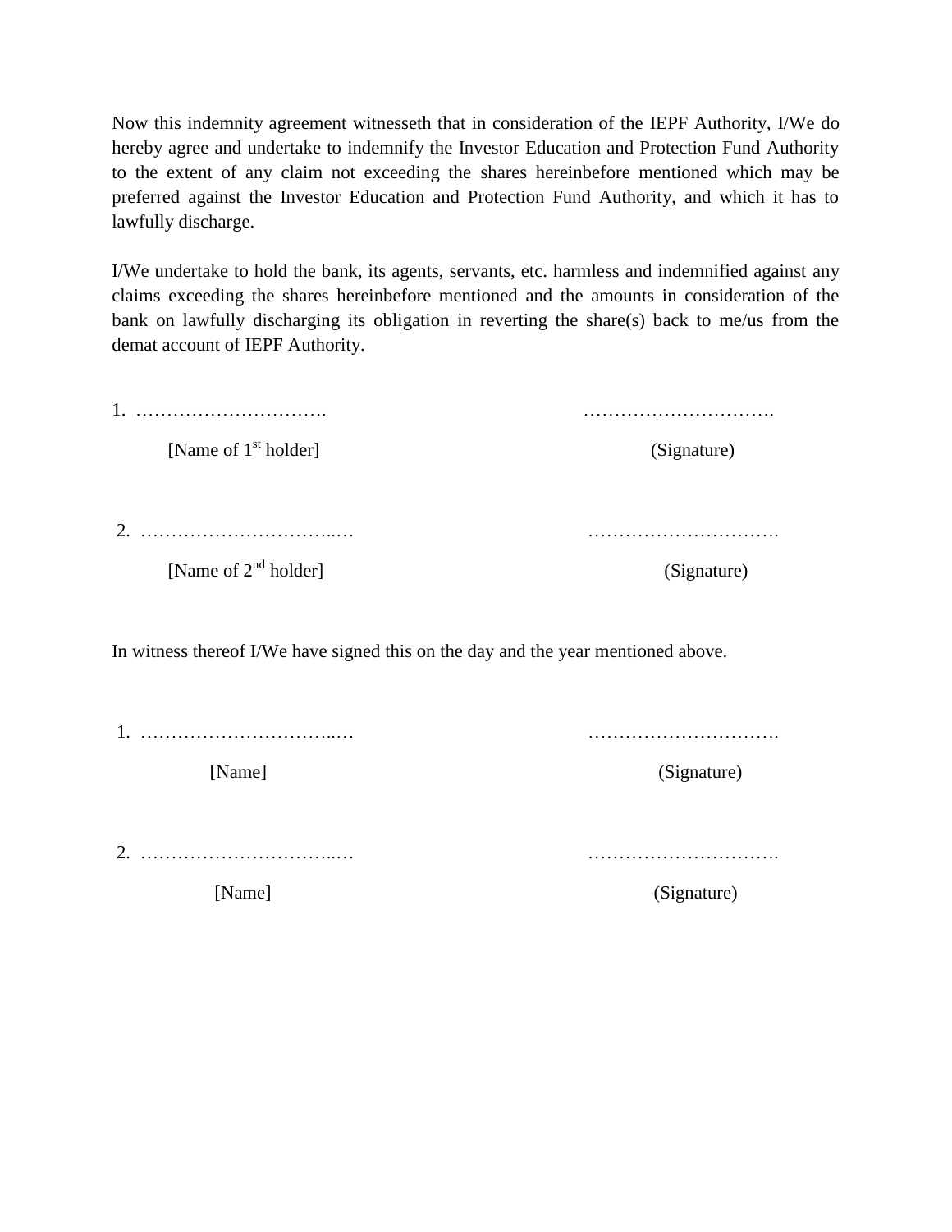Now this indemnity agreement witnesseth that in consideration of the IEPF Authority, I/We do hereby agree and undertake to indemnify the Investor Education and Protection Fund Authority to the extent of any claim not exceeding the shares hereinbefore mentioned which may be preferred against the Investor Education and Protection Fund Authority, and which it has to lawfully discharge.

I/We undertake to hold the bank, its agents, servants, etc. harmless and indemnified against any claims exceeding the shares hereinbefore mentioned and the amounts in consideration of the bank on lawfully discharging its obligation in reverting the share(s) back to me/us from the demat account of IEPF Authority.

1. …………………………. ………………………….

[Name of 1st holder] (Signature)

2. …………………………..… ………………………….

[Name of 2nd holder] (Signature)

In witness thereof I/We have signed this on the day and the year mentioned above.

1. …………………………..… ………………………….

[Name] (Signature)

2. …………………………..… ………………………….

[Name] (Signature)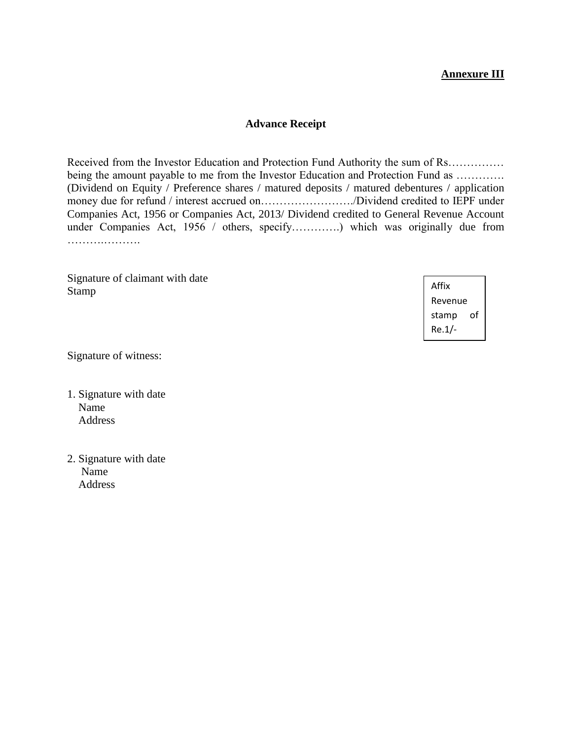**Annexure III**

## Advance Receipt

Received from the Investor Education and Protection Fund Authority the sum of Rs…………… being the amount payable to me from the Investor Education and Protection Fund as ………… (Dividend on Equity / Preference shares / matured deposits / matured debentures / application money due for refund / interest accrued on……………………./Dividend credited to IEPF under Companies Act, 1956 or Companies Act, 2013/ Dividend credited to General Revenue Account under Companies Act, 1956 / others, specify………….) which was originally due from ……….……….

Signature of claimant with date
Stamp

| Affix Revenue stamp of Re.1/- |
| --- |

Signature of witness:

1. Signature with date
   Name
   Address

2. Signature with date
   Name
   Address